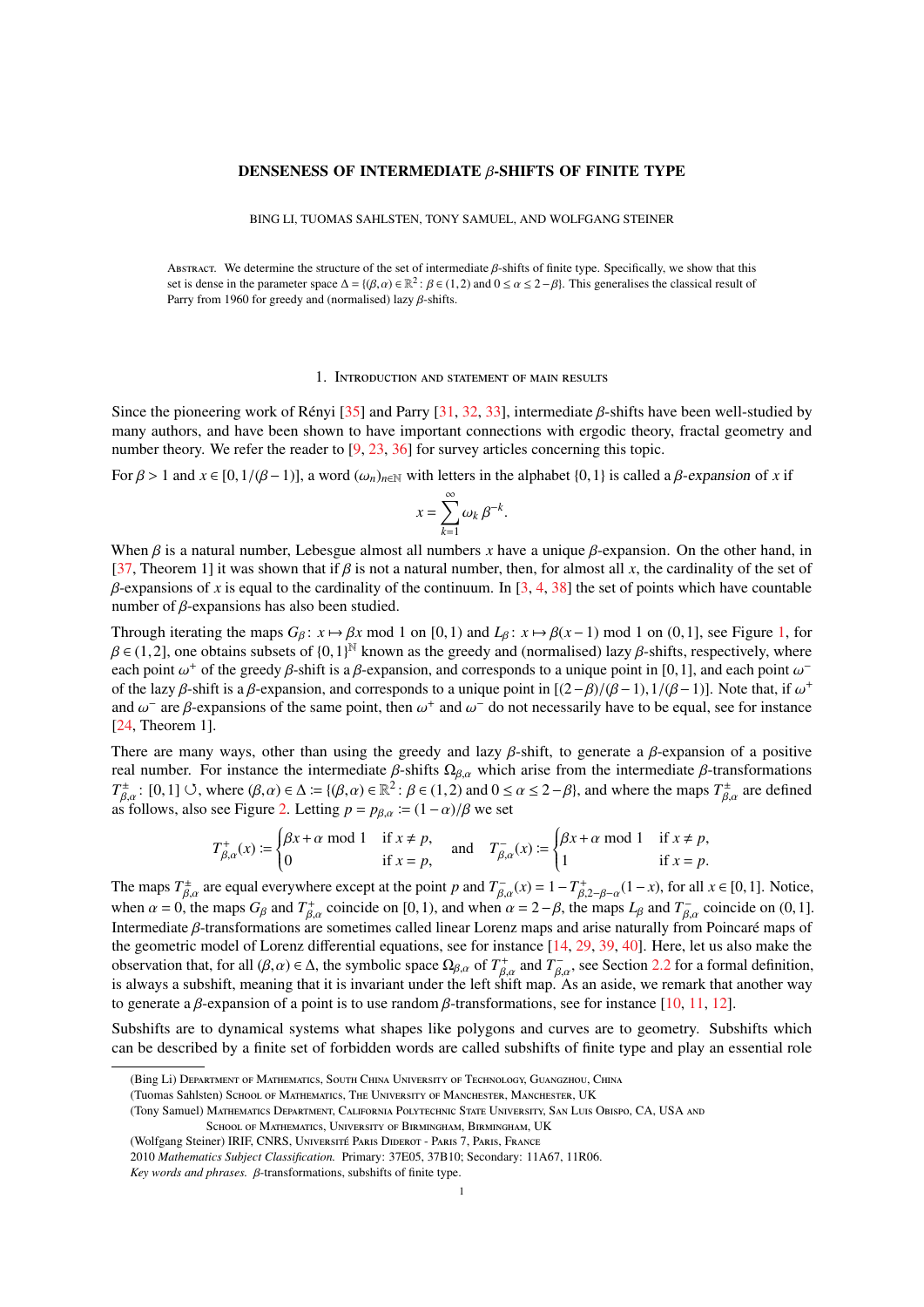# DENSENESS OF INTERMEDIATE $\beta$-SHIFTS OF FINITE TYPE

BING LI, TUOMAS SAHLSTEN, TONY SAMUEL, AND WOLFGANG STEINER

Abstract. We determine the structure of the set of intermediate $\beta$-shifts of finite type. Specifically, we show that this set is dense in the parameter space $\Delta = \{(\beta,\alpha) \in \mathbb{R}^2 : \beta \in (1,2) \text{ and } 0 \leq \alpha \leq 2-\beta\}$. This generalises the classical result of Parry from 1960 for greedy and (normalised) lazy $\beta$-shifts.

## 1. Introduction and statement of main results

Since the pioneering work of Rényi [35] and Parry [31, 32, 33], intermediate $\beta$-shifts have been well-studied by many authors, and have been shown to have important connections with ergodic theory, fractal geometry and number theory. We refer the reader to [9, 23, 36] for survey articles concerning this topic.

For $\beta > 1$ and $x \in [0, 1/(\beta-1)]$, a word $(\omega_n)_{n\in\mathbb{N}}$ with letters in the alphabet $\{0,1\}$ is called a *$\beta$-expansion* of $x$ if

$$x = \sum_{k=1}^{\infty} \omega_k \, \beta^{-k}.$$

When $\beta$ is a natural number, Lebesgue almost all numbers $x$ have a unique $\beta$-expansion. On the other hand, in [37, Theorem 1] it was shown that if $\beta$ is not a natural number, then, for almost all $x$, the cardinality of the set of $\beta$-expansions of $x$ is equal to the cardinality of the continuum. In [3, 4, 38] the set of points which have countable number of $\beta$-expansions has also been studied.

Through iterating the maps $G_\beta \colon x \mapsto \beta x \bmod 1$ on $[0,1)$ and $L_\beta \colon x \mapsto \beta(x-1) \bmod 1$ on $(0,1]$, see Figure 1, for $\beta \in (1,2]$, one obtains subsets of $\{0,1\}^{\mathbb{N}}$ known as the greedy and (normalised) lazy $\beta$-shifts, respectively, where each point $\omega^+$ of the greedy $\beta$-shift is a $\beta$-expansion, and corresponds to a unique point in $[0,1]$, and each point $\omega^-$ of the lazy $\beta$-shift is a $\beta$-expansion, and corresponds to a unique point in $[(2-\beta)/(\beta-1), 1/(\beta-1)]$. Note that, if $\omega^+$ and $\omega^-$ are $\beta$-expansions of the same point, then $\omega^+$ and $\omega^-$ do not necessarily have to be equal, see for instance [24, Theorem 1].

There are many ways, other than using the greedy and lazy $\beta$-shift, to generate a $\beta$-expansion of a positive real number. For instance the intermediate $\beta$-shifts $\Omega_{\beta,\alpha}$ which arise from the intermediate $\beta$-transformations $T^{\pm}_{\beta,\alpha} \colon [0,1] \circlearrowleft$, where $(\beta,\alpha) \in \Delta := \{(\beta,\alpha) \in \mathbb{R}^2 : \beta \in (1,2) \text{ and } 0 \leq \alpha \leq 2-\beta\}$, and where the maps $T^{\pm}_{\beta,\alpha}$ are defined as follows, also see Figure 2. Letting $p = p_{\beta,\alpha} := (1-\alpha)/\beta$ we set

$$T^{+}_{\beta,\alpha}(x) := \begin{cases} \beta x + \alpha \bmod 1 & \text{if } x \neq p, \\ 0 & \text{if } x = p, \end{cases} \quad \text{and} \quad T^{-}_{\beta,\alpha}(x) := \begin{cases} \beta x + \alpha \bmod 1 & \text{if } x \neq p, \\ 1 & \text{if } x = p. \end{cases}$$

The maps $T^{\pm}_{\beta,\alpha}$ are equal everywhere except at the point $p$ and $T^{-}_{\beta,\alpha}(x) = 1 - T^{+}_{\beta,2-\beta-\alpha}(1-x)$, for all $x \in [0,1]$. Notice, when $\alpha = 0$, the maps $G_\beta$ and $T^{+}_{\beta,\alpha}$ coincide on $[0,1)$, and when $\alpha = 2-\beta$, the maps $L_\beta$ and $T^{-}_{\beta,\alpha}$ coincide on $(0,1]$. Intermediate $\beta$-transformations are sometimes called linear Lorenz maps and arise naturally from Poincaré maps of the geometric model of Lorenz differential equations, see for instance [14, 29, 39, 40]. Here, let us also make the observation that, for all $(\beta,\alpha) \in \Delta$, the symbolic space $\Omega_{\beta,\alpha}$ of $T^{+}_{\beta,\alpha}$ and $T^{-}_{\beta,\alpha}$, see Section 2.2 for a formal definition, is always a subshift, meaning that it is invariant under the left shift map. As an aside, we remark that another way to generate a $\beta$-expansion of a point is to use random $\beta$-transformations, see for instance [10, 11, 12].

Subshifts are to dynamical systems what shapes like polygons and curves are to geometry. Subshifts which can be described by a finite set of forbidden words are called subshifts of finite type and play an essential role

---

(Bing Li) Department of Mathematics, South China University of Technology, Guangzhou, China

(Tuomas Sahlsten) School of Mathematics, The University of Manchester, Manchester, UK

(Tony Samuel) Mathematics Department, California Polytechnic State University, San Luis Obispo, CA, USA and School of Mathematics, University of Birmingham, Birmingham, UK

(Wolfgang Steiner) IRIF, CNRS, Université Paris Diderot - Paris 7, Paris, France

2010 *Mathematics Subject Classification.* Primary: 37E05, 37B10; Secondary: 11A67, 11R06.

*Key words and phrases.* $\beta$-transformations, subshifts of finite type.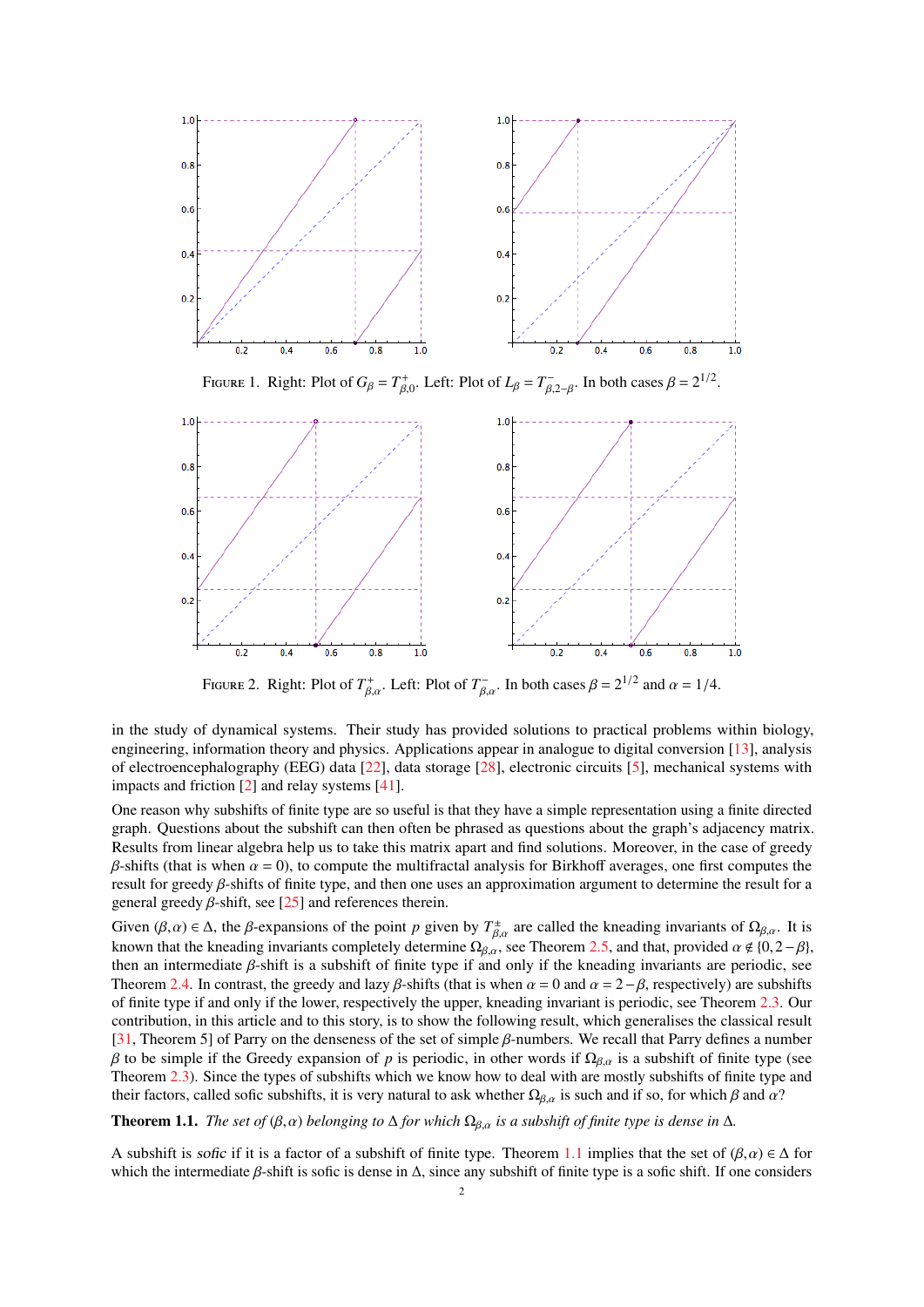0.2
0.4
0.6
0.8
1.0

0.2
0.4
0.6
0.8
1.0

0.2
0.4
0.6
0.8
1.0

0.2
0.4
0.6
0.8
1.0

FIGURE 1. Right: Plot of $G_\beta = T^+_{\beta,0}$. Left: Plot of $L_\beta = T^-_{\beta,2-\beta}$. In both cases $\beta = 2^{1/2}$.

0.2
0.4
0.6
0.8
1.0

0.2
0.4
0.6
0.8
1.0

0.2
0.4
0.6
0.8
1.0

0.2
0.4
0.6
0.8
1.0

FIGURE 2. Right: Plot of $T^+_{\beta,\alpha}$. Left: Plot of $T^-_{\beta,\alpha}$. In both cases $\beta = 2^{1/2}$ and $\alpha = 1/4$.

in the study of dynamical systems. Their study has provided solutions to practical problems within biology, engineering, information theory and physics. Applications appear in analogue to digital conversion [13], analysis of electroencephalography (EEG) data [22], data storage [28], electronic circuits [5], mechanical systems with impacts and friction [2] and relay systems [41].

One reason why subshifts of finite type are so useful is that they have a simple representation using a finite directed graph. Questions about the subshift can then often be phrased as questions about the graph's adjacency matrix. Results from linear algebra help us to take this matrix apart and find solutions. Moreover, in the case of greedy $\beta$-shifts (that is when $\alpha = 0$), to compute the multifractal analysis for Birkhoff averages, one first computes the result for greedy $\beta$-shifts of finite type, and then one uses an approximation argument to determine the result for a general greedy $\beta$-shift, see [25] and references therein.

Given $(\beta, \alpha) \in \Delta$, the $\beta$-expansions of the point $p$ given by $T^\pm_{\beta,\alpha}$ are called the kneading invariants of $\Omega_{\beta,\alpha}$. It is known that the kneading invariants completely determine $\Omega_{\beta,\alpha}$, see Theorem 2.5, and that, provided $\alpha \notin \{0, 2-\beta\}$, then an intermediate $\beta$-shift is a subshift of finite type if and only if the kneading invariants are periodic, see Theorem 2.4. In contrast, the greedy and lazy $\beta$-shifts (that is when $\alpha = 0$ and $\alpha = 2-\beta$, respectively) are subshifts of finite type if and only if the lower, respectively the upper, kneading invariant is periodic, see Theorem 2.3. Our contribution, in this article and to this story, is to show the following result, which generalises the classical result [31, Theorem 5] of Parry on the denseness of the set of simple $\beta$-numbers. We recall that Parry defines a number $\beta$ to be simple if the Greedy expansion of $p$ is periodic, in other words if $\Omega_{\beta,\alpha}$ is a subshift of finite type (see Theorem 2.3). Since the types of subshifts which we know how to deal with are mostly subshifts of finite type and their factors, called sofic subshifts, it is very natural to ask whether $\Omega_{\beta,\alpha}$ is such and if so, for which $\beta$ and $\alpha$?

**Theorem 1.1.** *The set of $(\beta, \alpha)$ belonging to $\Delta$ for which $\Omega_{\beta,\alpha}$ is a subshift of finite type is dense in $\Delta$.*

A subshift is *sofic* if it is a factor of a subshift of finite type. Theorem 1.1 implies that the set of $(\beta, \alpha) \in \Delta$ for which the intermediate $\beta$-shift is sofic is dense in $\Delta$, since any subshift of finite type is a sofic shift. If one considers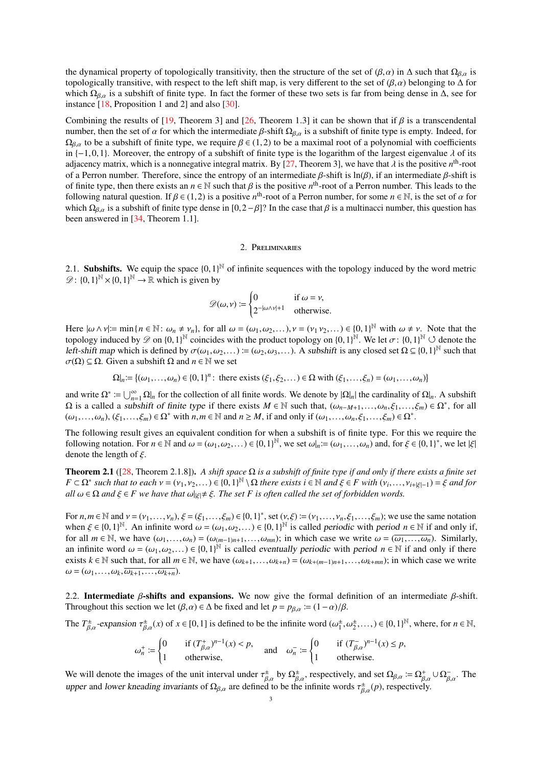the dynamical property of topologically transitivity, then the structure of the set of $(\beta,\alpha)$ in $\Delta$ such that $\Omega_{\beta,\alpha}$ is topologically transitive, with respect to the left shift map, is very different to the set of $(\beta,\alpha)$ belonging to $\Delta$ for which $\Omega_{\beta,\alpha}$ is a subshift of finite type. In fact the former of these two sets is far from being dense in $\Delta$, see for instance [18, Proposition 1 and 2] and also [30].

Combining the results of [19, Theorem 3] and [26, Theorem 1.3] it can be shown that if $\beta$ is a transcendental number, then the set of $\alpha$ for which the intermediate $\beta$-shift $\Omega_{\beta,\alpha}$ is a subshift of finite type is empty. Indeed, for $\Omega_{\beta,\alpha}$ to be a subshift of finite type, we require $\beta \in (1,2)$ to be a maximal root of a polynomial with coefficients in $\{-1,0,1\}$. Moreover, the entropy of a subshift of finite type is the logarithm of the largest eigenvalue $\lambda$ of its adjacency matrix, which is a nonnegative integral matrix. By [27, Theorem 3], we have that $\lambda$ is the positive $n^{\text{th}}$-root of a Perron number. Therefore, since the entropy of an intermediate $\beta$-shift is $\ln(\beta)$, if an intermediate $\beta$-shift is of finite type, then there exists an $n \in \mathbb{N}$ such that $\beta$ is the positive $n^{\text{th}}$-root of a Perron number. This leads to the following natural question. If $\beta \in (1,2)$ is a positive $n^{\text{th}}$-root of a Perron number, for some $n \in \mathbb{N}$, is the set of $\alpha$ for which $\Omega_{\beta,\alpha}$ is a subshift of finite type dense in $[0, 2-\beta]$? In the case that $\beta$ is a multinacci number, this question has been answered in [34, Theorem 1.1].

## 2. Preliminaries

### 2.1. Subshifts.

We equip the space $\{0,1\}^{\mathbb{N}}$ of infinite sequences with the topology induced by the word metric $\mathscr{D}\colon \{0,1\}^{\mathbb{N}} \times \{0,1\}^{\mathbb{N}} \to \mathbb{R}$ which is given by

$$\mathscr{D}(\omega,\nu) := \begin{cases} 0 & \text{if } \omega = \nu, \\ 2^{-|\omega\wedge\nu|+1} & \text{otherwise.} \end{cases}$$

Here $|\omega \wedge \nu| := \min\{n \in \mathbb{N} \colon \omega_n \neq \nu_n\}$, for all $\omega = (\omega_1, \omega_2, \dots), \nu = (\nu_1 \, \nu_2, \dots) \in \{0,1\}^{\mathbb{N}}$ with $\omega \neq \nu$. Note that the topology induced by $\mathscr{D}$ on $\{0,1\}^{\mathbb{N}}$ coincides with the product topology on $\{0,1\}^{\mathbb{N}}$. We let $\sigma\colon \{0,1\}^{\mathbb{N}} \circlearrowleft$ denote the *left-shift map* which is defined by $\sigma(\omega_1, \omega_2, \dots) := (\omega_2, \omega_3, \dots)$. A *subshift* is any closed set $\Omega \subseteq \{0,1\}^{\mathbb{N}}$ such that $\sigma(\Omega) \subseteq \Omega$. Given a subshift $\Omega$ and $n \in \mathbb{N}$ we set

$$\Omega|_n := \{(\omega_1, \dots, \omega_n) \in \{0,1\}^n \colon \text{ there exists } (\xi_1, \xi_2, \dots) \in \Omega \text{ with } (\xi_1, \dots, \xi_n) = (\omega_1, \dots, \omega_n)\}$$

and write $\Omega^* := \bigcup_{n=1}^{\infty} \Omega|_n$ for the collection of all finite words. We denote by $|\Omega|_n|$ the cardinality of $\Omega|_n$. A subshift $\Omega$ is a called a *subshift of finite type* if there exists $M \in \mathbb{N}$ such that, $(\omega_{n-M+1}, \dots, \omega_n, \xi_1, \dots, \xi_m) \in \Omega^*$, for all $(\omega_1, \dots, \omega_n)$, $(\xi_1, \dots, \xi_m) \in \Omega^*$ with $n, m \in \mathbb{N}$ and $n \geq M$, if and only if $(\omega_1, \dots, \omega_n, \xi_1, \dots, \xi_m) \in \Omega^*$.

The following result gives an equivalent condition for when a subshift is of finite type. For this we require the following notation. For $n \in \mathbb{N}$ and $\omega = (\omega_1, \omega_2, \dots) \in \{0,1\}^{\mathbb{N}}$, we set $\omega|_n := (\omega_1, \dots, \omega_n)$ and, for $\xi \in \{0,1\}^*$, we let $|\xi|$ denote the length of $\xi$.

**Theorem 2.1** ([28, Theorem 2.1.8]). *A shift space $\Omega$ is a subshift of finite type if and only if there exists a finite set $F \subset \Omega^*$ such that to each $\nu = (\nu_1, \nu_2, \dots) \in \{0,1\}^{\mathbb{N}} \setminus \Omega$ there exists $i \in \mathbb{N}$ and $\xi \in F$ with $(\nu_i, \dots, \nu_{i+|\xi|-1}) = \xi$ and for all $\omega \in \Omega$ and $\xi \in F$ we have that $\omega|_{|\xi|} \neq \xi$. The set $F$ is often called the set of forbidden words.*

For $n, m \in \mathbb{N}$ and $\nu = (\nu_1, \dots, \nu_n)$, $\xi = (\xi_1, \dots, \xi_m) \in \{0,1\}^*$, set $(\nu, \xi) := (\nu_1, \dots, \nu_n, \xi_1, \dots, \xi_m)$; we use the same notation when $\xi \in \{0,1\}^{\mathbb{N}}$. An infinite word $\omega = (\omega_1, \omega_2, \dots) \in \{0,1\}^{\mathbb{N}}$ is called *periodic* with *period* $n \in \mathbb{N}$ if and only if, for all $m \in \mathbb{N}$, we have $(\omega_1, \dots, \omega_n) = (\omega_{(m-1)n+1}, \dots, \omega_{mn})$; in which case we write $\omega = (\overline{\omega_1, \dots, \omega_n})$. Similarly, an infinite word $\omega = (\omega_1, \omega_2, \dots) \in \{0,1\}^{\mathbb{N}}$ is called *eventually periodic* with *period* $n \in \mathbb{N}$ if and only if there exists $k \in \mathbb{N}$ such that, for all $m \in \mathbb{N}$, we have $(\omega_{k+1}, \dots, \omega_{k+n}) = (\omega_{k+(m-1)n+1}, \dots, \omega_{k+mn})$; in which case we write $\omega = (\omega_1, \dots, \omega_k, \overline{\omega_{k+1}, \dots, \omega_{k+n}})$.

### 2.2. Intermediate $\beta$-shifts and expansions.

We now give the formal definition of an intermediate $\beta$-shift. Throughout this section we let $(\beta,\alpha) \in \Delta$ be fixed and let $p = p_{\beta,\alpha} := (1-\alpha)/\beta$.

The $T^{\pm}_{\beta,\alpha}$*-expansion* $\tau^{\pm}_{\beta,\alpha}(x)$ of $x \in [0,1]$ is defined to be the infinite word $(\omega^{\pm}_1, \omega^{\pm}_2, \dots,) \in \{0,1\}^{\mathbb{N}}$, where, for $n \in \mathbb{N}$,

$$\omega^+_n := \begin{cases} 0 & \text{if } (T^+_{\beta,\alpha})^{n-1}(x) < p, \\ 1 & \text{otherwise,} \end{cases} \quad \text{and} \quad \omega^-_n := \begin{cases} 0 & \text{if } (T^-_{\beta,\alpha})^{n-1}(x) \leq p, \\ 1 & \text{otherwise.} \end{cases}$$

We will denote the images of the unit interval under $\tau^{\pm}_{\beta,\alpha}$ by $\Omega^{\pm}_{\beta,\alpha}$, respectively, and set $\Omega_{\beta,\alpha} := \Omega^+_{\beta,\alpha} \cup \Omega^-_{\beta,\alpha}$. The *upper* and *lower kneading invariants* of $\Omega_{\beta,\alpha}$ are defined to be the infinite words $\tau^{\pm}_{\beta,\alpha}(p)$, respectively.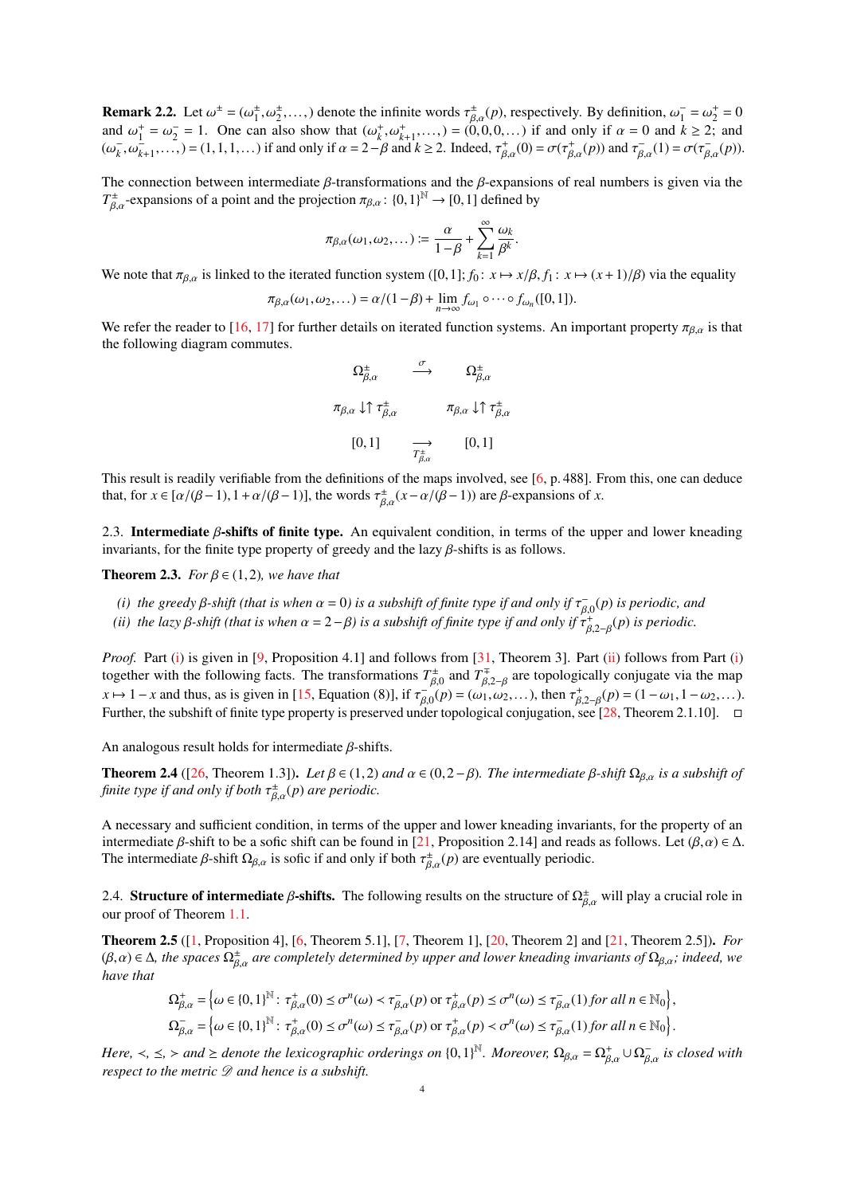**Remark 2.2.** Let $\omega^{\pm} = (\omega_1^{\pm}, \omega_2^{\pm}, \dots)$ denote the infinite words $\tau_{\beta,\alpha}^{\pm}(p)$, respectively. By definition, $\omega_1^- = \omega_2^+ = 0$ and $\omega_1^+ = \omega_2^- = 1$. One can also show that $(\omega_k^+, \omega_{k+1}^+, \dots) = (0,0,0,\dots)$ if and only if $\alpha = 0$ and $k \geq 2$; and $(\omega_k^-, \omega_{k+1}^-, \dots) = (1,1,1,\dots)$ if and only if $\alpha = 2-\beta$ and $k \geq 2$. Indeed, $\tau_{\beta,\alpha}^+(0) = \sigma(\tau_{\beta,\alpha}^+(p))$ and $\tau_{\beta,\alpha}^-(1) = \sigma(\tau_{\beta,\alpha}^-(p))$.

The connection between intermediate $\beta$-transformations and the $\beta$-expansions of real numbers is given via the $T_{\beta,\alpha}^{\pm}$-expansions of a point and the projection $\pi_{\beta,\alpha} \colon \{0,1\}^{\mathbb{N}} \to [0,1]$ defined by

$$\pi_{\beta,\alpha}(\omega_1, \omega_2, \dots) \coloneqq \frac{\alpha}{1-\beta} + \sum_{k=1}^{\infty} \frac{\omega_k}{\beta^k}.$$

We note that $\pi_{\beta,\alpha}$ is linked to the iterated function system $([0,1]; f_0 \colon x \mapsto x/\beta, f_1 \colon x \mapsto (x+1)/\beta)$ via the equality

$$\pi_{\beta,\alpha}(\omega_1, \omega_2, \dots) = \alpha/(1-\beta) + \lim_{n\to\infty} f_{\omega_1} \circ \cdots \circ f_{\omega_n}([0,1]).$$

We refer the reader to [16, 17] for further details on iterated function systems. An important property $\pi_{\beta,\alpha}$ is that the following diagram commutes.

$$\begin{array}{ccc}
\Omega_{\beta,\alpha}^{\pm} & \xrightarrow{\sigma} & \Omega_{\beta,\alpha}^{\pm} \\
\pi_{\beta,\alpha} \downarrow\uparrow \tau_{\beta,\alpha}^{\pm} & & \pi_{\beta,\alpha} \downarrow\uparrow \tau_{\beta,\alpha}^{\pm} \\
[0,1] & \xrightarrow[T_{\beta,\alpha}^{\pm}]{} & [0,1]
\end{array}$$

This result is readily verifiable from the definitions of the maps involved, see [6, p. 488]. From this, one can deduce that, for $x \in [\alpha/(\beta-1), 1+\alpha/(\beta-1)]$, the words $\tau_{\beta,\alpha}^{\pm}(x - \alpha/(\beta-1))$ are $\beta$-expansions of $x$.

2.3. **Intermediate $\beta$-shifts of finite type.** An equivalent condition, in terms of the upper and lower kneading invariants, for the finite type property of greedy and the lazy $\beta$-shifts is as follows.

**Theorem 2.3.** *For $\beta \in (1,2)$, we have that*

*(i) the greedy $\beta$-shift (that is when $\alpha = 0$) is a subshift of finite type if and only if $\tau_{\beta,0}^-(p)$ is periodic, and*
*(ii) the lazy $\beta$-shift (that is when $\alpha = 2-\beta$) is a subshift of finite type if and only if $\tau_{\beta,2-\beta}^+(p)$ is periodic.*

*Proof.* Part (i) is given in [9, Proposition 4.1] and follows from [31, Theorem 3]. Part (ii) follows from Part (i) together with the following facts. The transformations $T_{\beta,0}^{\pm}$ and $T_{\beta,2-\beta}^{\mp}$ are topologically conjugate via the map $x \mapsto 1-x$ and thus, as is given in [15, Equation (8)], if $\tau_{\beta,0}^-(p) = (\omega_1, \omega_2, \dots)$, then $\tau_{\beta,2-\beta}^+(p) = (1-\omega_1, 1-\omega_2, \dots)$. Further, the subshift of finite type property is preserved under topological conjugation, see [28, Theorem 2.1.10]. □

An analogous result holds for intermediate $\beta$-shifts.

**Theorem 2.4** ([26, Theorem 1.3])**.** *Let $\beta \in (1,2)$ and $\alpha \in (0, 2-\beta)$. The intermediate $\beta$-shift $\Omega_{\beta,\alpha}$ is a subshift of finite type if and only if both $\tau_{\beta,\alpha}^{\pm}(p)$ are periodic.*

A necessary and sufficient condition, in terms of the upper and lower kneading invariants, for the property of an intermediate $\beta$-shift to be a sofic shift can be found in [21, Proposition 2.14] and reads as follows. Let $(\beta,\alpha) \in \Delta$. The intermediate $\beta$-shift $\Omega_{\beta,\alpha}$ is sofic if and only if both $\tau_{\beta,\alpha}^{\pm}(p)$ are eventually periodic.

2.4. **Structure of intermediate $\beta$-shifts.** The following results on the structure of $\Omega_{\beta,\alpha}^{\pm}$ will play a crucial role in our proof of Theorem 1.1.

**Theorem 2.5** ([1, Proposition 4], [6, Theorem 5.1], [7, Theorem 1], [20, Theorem 2] and [21, Theorem 2.5])**.** *For $(\beta,\alpha) \in \Delta$, the spaces $\Omega_{\beta,\alpha}^{\pm}$ are completely determined by upper and lower kneading invariants of $\Omega_{\beta,\alpha}$; indeed, we have that*

$$\Omega_{\beta,\alpha}^{+} = \left\{\omega \in \{0,1\}^{\mathbb{N}} \colon \tau_{\beta,\alpha}^+(0) \preceq \sigma^n(\omega) \prec \tau_{\beta,\alpha}^-(p) \text{ or } \tau_{\beta,\alpha}^+(p) \preceq \sigma^n(\omega) \preceq \tau_{\beta,\alpha}^-(1) \, \textit{for all } n \in \mathbb{N}_0\right\},$$
$$\Omega_{\beta,\alpha}^{-} = \left\{\omega \in \{0,1\}^{\mathbb{N}} \colon \tau_{\beta,\alpha}^+(0) \preceq \sigma^n(\omega) \preceq \tau_{\beta,\alpha}^-(p) \text{ or } \tau_{\beta,\alpha}^+(p) \prec \sigma^n(\omega) \preceq \tau_{\beta,\alpha}^-(1) \, \textit{for all } n \in \mathbb{N}_0\right\}.$$

*Here, $\prec$, $\preceq$, $\succ$ and $\succeq$ denote the lexicographic orderings on $\{0,1\}^{\mathbb{N}}$. Moreover, $\Omega_{\beta,\alpha} = \Omega_{\beta,\alpha}^+ \cup \Omega_{\beta,\alpha}^-$ is closed with respect to the metric $\mathscr{D}$ and hence is a subshift.*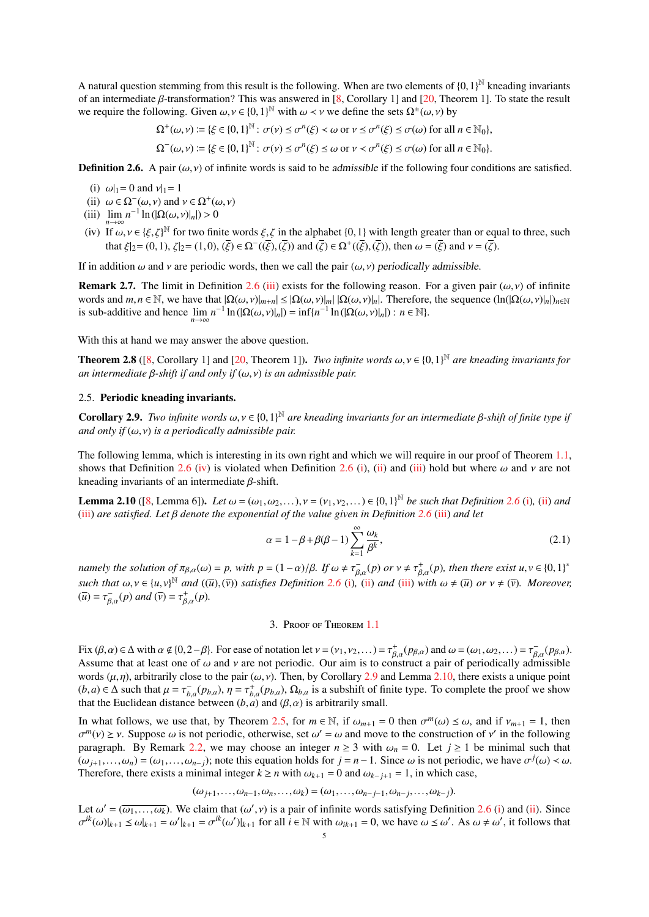A natural question stemming from this result is the following. When are two elements of $\{0,1\}^{\mathbb{N}}$ kneading invariants of an intermediate $\beta$-transformation? This was answered in [8, Corollary 1] and [20, Theorem 1]. To state the result we require the following. Given $\omega, \nu \in \{0,1\}^{\mathbb{N}}$ with $\omega \prec \nu$ we define the sets $\Omega^{\pm}(\omega,\nu)$ by

$$\Omega^{+}(\omega,\nu) := \{\xi \in \{0,1\}^{\mathbb{N}} \colon \sigma(\nu) \preceq \sigma^{n}(\xi) \preceq \omega \text{ or } \nu \preceq \sigma^{n}(\xi) \preceq \sigma(\omega) \text{ for all } n \in \mathbb{N}_0\},$$

$$\Omega^{-}(\omega,\nu) := \{\xi \in \{0,1\}^{\mathbb{N}} \colon \sigma(\nu) \preceq \sigma^{n}(\xi) \preceq \omega \text{ or } \nu \prec \sigma^{n}(\xi) \preceq \sigma(\omega) \text{ for all } n \in \mathbb{N}_0\}.$$

**Definition 2.6.** A pair $(\omega,\nu)$ of infinite words is said to be *admissible* if the following four conditions are satisfied.

(i) $\omega|_1 = 0$ and $\nu|_1 = 1$
(ii) $\omega \in \Omega^{-}(\omega,\nu)$ and $\nu \in \Omega^{+}(\omega,\nu)$
(iii) $\lim\limits_{n\to\infty} n^{-1} \ln(|\Omega(\omega,\nu)|_n|) > 0$
(iv) If $\omega,\nu \in \{\xi,\zeta\}^{\mathbb{N}}$ for two finite words $\xi,\zeta$ in the alphabet $\{0,1\}$ with length greater than or equal to three, such that $\xi|_2 = (0,1)$, $\zeta|_2 = (1,0)$, $(\overline{\xi}) \in \Omega^{-}((\overline{\xi}),(\overline{\zeta}))$ and $(\overline{\zeta}) \in \Omega^{+}((\overline{\xi}),(\overline{\zeta}))$, then $\omega = (\overline{\xi})$ and $\nu = (\overline{\zeta})$.

If in addition $\omega$ and $\nu$ are periodic words, then we call the pair $(\omega,\nu)$ *periodically admissible*.

**Remark 2.7.** The limit in Definition 2.6 (iii) exists for the following reason. For a given pair $(\omega,\nu)$ of infinite words and $m,n \in \mathbb{N}$, we have that $|\Omega(\omega,\nu)|_{m+n}| \leq |\Omega(\omega,\nu)|_m|\,|\Omega(\omega,\nu)|_n|$. Therefore, the sequence $(\ln(|\Omega(\omega,\nu)|_n|))_{n\in\mathbb{N}}$ is sub-additive and hence $\lim\limits_{n\to\infty} n^{-1}\ln(|\Omega(\omega,\nu)|_n|) = \inf\{n^{-1}\ln(|\Omega(\omega,\nu)|_n|) : n \in \mathbb{N}\}$.

With this at hand we may answer the above question.

**Theorem 2.8** ([8, Corollary 1] and [20, Theorem 1])**.** *Two infinite words $\omega,\nu \in \{0,1\}^{\mathbb{N}}$ are kneading invariants for an intermediate $\beta$-shift if and only if $(\omega,\nu)$ is an admissible pair.*

## 2.5. Periodic kneading invariants.

**Corollary 2.9.** *Two infinite words $\omega,\nu \in \{0,1\}^{\mathbb{N}}$ are kneading invariants for an intermediate $\beta$-shift of finite type if and only if $(\omega,\nu)$ is a periodically admissible pair.*

The following lemma, which is interesting in its own right and which we will require in our proof of Theorem 1.1, shows that Definition 2.6 (iv) is violated when Definition 2.6 (i), (ii) and (iii) hold but where $\omega$ and $\nu$ are not kneading invariants of an intermediate $\beta$-shift.

**Lemma 2.10** ([8, Lemma 6])**.** *Let $\omega = (\omega_1,\omega_2,\dots), \nu = (\nu_1,\nu_2,\dots) \in \{0,1\}^{\mathbb{N}}$ be such that Definition 2.6 (i), (ii) and (iii) are satisfied. Let $\beta$ denote the exponential of the value given in Definition 2.6 (iii) and let*

$$\alpha = 1 - \beta + \beta(\beta-1)\sum_{k=1}^{\infty} \frac{\omega_k}{\beta^k}, \tag{2.1}$$

*namely the solution of $\pi_{\beta,\alpha}(\omega) = p$, with $p = (1-\alpha)/\beta$. If $\omega \neq \tau^{-}_{\beta,\alpha}(p)$ or $\nu \neq \tau^{+}_{\beta,\alpha}(p)$, then there exist $u,v \in \{0,1\}^{*}$ such that $\omega,\nu \in \{u,v\}^{\mathbb{N}}$ and $((\overline{u}),(\overline{v}))$ satisfies Definition 2.6 (i), (ii) and (iii) with $\omega \neq (\overline{u})$ or $\nu \neq (\overline{v})$. Moreover, $(\overline{u}) = \tau^{-}_{\beta,\alpha}(p)$ and $(\overline{v}) = \tau^{+}_{\beta,\alpha}(p)$.*

# 3. Proof of Theorem 1.1

Fix $(\beta,\alpha) \in \Delta$ with $\alpha \notin \{0, 2-\beta\}$. For ease of notation let $\nu = (\nu_1,\nu_2,\dots) = \tau^{+}_{\beta,\alpha}(p_{\beta,\alpha})$ and $\omega = (\omega_1,\omega_2,\dots) = \tau^{-}_{\beta,\alpha}(p_{\beta,\alpha})$. Assume that at least one of $\omega$ and $\nu$ are not periodic. Our aim is to construct a pair of periodically admissible words $(\mu,\eta)$, arbitrarily close to the pair $(\omega,\nu)$. Then, by Corollary 2.9 and Lemma 2.10, there exists a unique point $(b,a) \in \Delta$ such that $\mu = \tau^{-}_{b,a}(p_{b,a})$, $\eta = \tau^{+}_{b,a}(p_{b,a})$, $\Omega_{b,a}$ is a subshift of finite type. To complete the proof we show that the Euclidean distance between $(b,a)$ and $(\beta,\alpha)$ is arbitrarily small.

In what follows, we use that, by Theorem 2.5, for $m \in \mathbb{N}$, if $\omega_{m+1} = 0$ then $\sigma^{m}(\omega) \preceq \omega$, and if $\nu_{m+1} = 1$, then $\sigma^{m}(\nu) \succeq \nu$. Suppose $\omega$ is not periodic, otherwise, set $\omega' = \omega$ and move to the construction of $\nu'$ in the following paragraph. By Remark 2.2, we may choose an integer $n \geq 3$ with $\omega_n = 0$. Let $j \geq 1$ be minimal such that $(\omega_{j+1},\dots,\omega_n) = (\omega_1,\dots,\omega_{n-j})$; note this equation holds for $j = n-1$. Since $\omega$ is not periodic, we have $\sigma^{j}(\omega) \prec \omega$. Therefore, there exists a minimal integer $k \geq n$ with $\omega_{k+1} = 0$ and $\omega_{k-j+1} = 1$, in which case,

$$(\omega_{j+1},\dots,\omega_{n-1},\omega_n,\dots,\omega_k) = (\omega_1,\dots,\omega_{n-j-1},\omega_{n-j},\dots,\omega_{k-j}).$$

Let $\omega' = (\overline{\omega_1,\dots,\omega_k})$. We claim that $(\omega',\nu)$ is a pair of infinite words satisfying Definition 2.6 (i) and (ii). Since $\sigma^{ik}(\omega)|_{k+1} \preceq \omega|_{k+1} = \omega'|_{k+1} = \sigma^{ik}(\omega')|_{k+1}$ for all $i \in \mathbb{N}$ with $\omega_{ik+1} = 0$, we have $\omega \preceq \omega'$. As $\omega \neq \omega'$, it follows that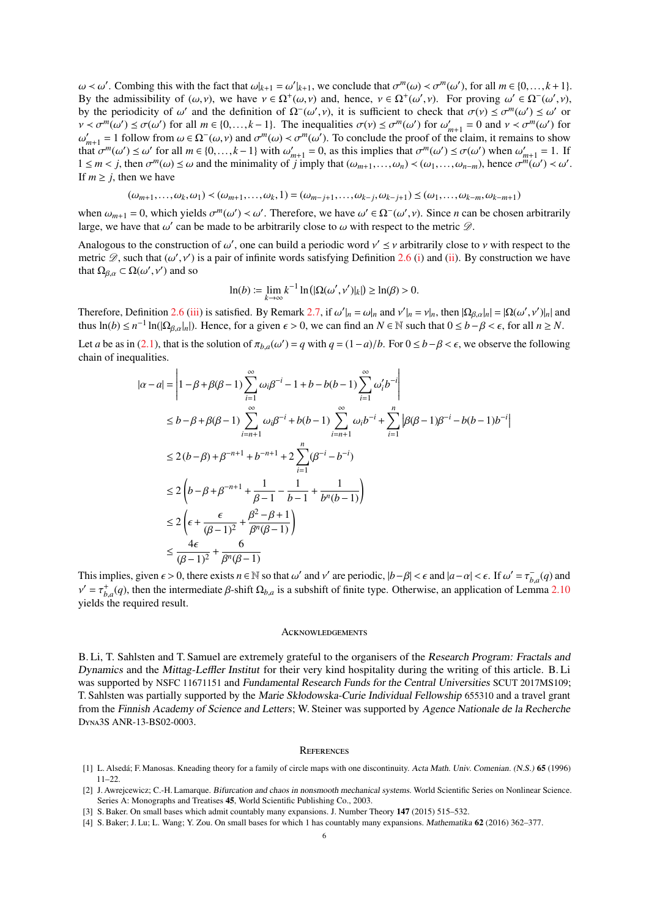$\omega \prec \omega'$. Combing this with the fact that $\omega|_{k+1} = \omega'|_{k+1}$, we conclude that $\sigma^m(\omega) \prec \sigma^m(\omega')$, for all $m \in \{0, \ldots, k+1\}$. By the admissibility of $(\omega, \nu)$, we have $\nu \in \Omega^+(\omega, \nu)$ and, hence, $\nu \in \Omega^+(\omega', \nu)$. For proving $\omega' \in \Omega^-(\omega', \nu)$, by the periodicity of $\omega'$ and the definition of $\Omega^-(\omega', \nu)$, it is sufficient to check that $\sigma(\nu) \preceq \sigma^m(\omega') \preceq \omega'$ or $\nu \prec \sigma^m(\omega') \preceq \sigma(\omega')$ for all $m \in \{0, \ldots, k-1\}$. The inequalities $\sigma(\nu) \preceq \sigma^m(\omega')$ for $\omega'_{m+1} = 0$ and $\nu \prec \sigma^m(\omega')$ for $\omega'_{m+1} = 1$ follow from $\omega \in \Omega^-(\omega, \nu)$ and $\sigma^m(\omega) \prec \sigma^m(\omega')$. To conclude the proof of the claim, it remains to show that $\sigma^m(\omega') \preceq \omega'$ for all $m \in \{0, \ldots, k-1\}$ with $\omega'_{m+1} = 0$, as this implies that $\sigma^m(\omega') \preceq \sigma(\omega')$ when $\omega'_{m+1} = 1$. If $1 \le m < j$, then $\sigma^m(\omega) \preceq \omega$ and the minimality of $j$ imply that $(\omega_{m+1}, \ldots, \omega_n) \prec (\omega_1, \ldots, \omega_{n-m})$, hence $\sigma^m(\omega') \prec \omega'$. If $m \ge j$, then we have

$$(\omega_{m+1}, \ldots, \omega_k, \omega_1) \prec (\omega_{m+1}, \ldots, \omega_k, 1) = (\omega_{m-j+1}, \ldots, \omega_{k-j}, \omega_{k-j+1}) \preceq (\omega_1, \ldots, \omega_{k-m}, \omega_{k-m+1})$$

when $\omega_{m+1} = 0$, which yields $\sigma^m(\omega') \prec \omega'$. Therefore, we have $\omega' \in \Omega^-(\omega', \nu)$. Since $n$ can be chosen arbitrarily large, we have that $\omega'$ can be made to be arbitrarily close to $\omega$ with respect to the metric $\mathscr{D}$.

Analogous to the construction of $\omega'$, one can build a periodic word $\nu' \preceq \nu$ arbitrarily close to $\nu$ with respect to the metric $\mathscr{D}$, such that $(\omega', \nu')$ is a pair of infinite words satisfying Definition 2.6 (i) and (ii). By construction we have that $\Omega_{\beta,\alpha} \subset \Omega(\omega', \nu')$ and so

$$\ln(b) := \lim_{k \to \infty} k^{-1} \ln(|\Omega(\omega', \nu')|_k|) \ge \ln(\beta) > 0.$$

Therefore, Definition 2.6 (iii) is satisfied. By Remark 2.7, if $\omega'|_n = \omega|_n$ and $\nu'|_n = \nu|_n$, then $|\Omega_{\beta,\alpha}|_n| = |\Omega(\omega', \nu')|_n|$ and thus $\ln(b) \le n^{-1} \ln(|\Omega_{\beta,\alpha}|_n|)$. Hence, for a given $\epsilon > 0$, we can find an $N \in \mathbb{N}$ such that $0 \le b - \beta < \epsilon$, for all $n \ge N$.

Let $a$ be as in (2.1), that is the solution of $\pi_{b,a}(\omega') = q$ with $q = (1-a)/b$. For $0 \le b - \beta < \epsilon$, we observe the following chain of inequalities.

$$\begin{aligned}
|\alpha - a| &= \left| 1 - \beta + \beta(\beta - 1) \sum_{i=1}^{\infty} \omega_i \beta^{-i} - 1 + b - b(b-1) \sum_{i=1}^{\infty} \omega'_i b^{-i} \right| \\
&\le b - \beta + \beta(\beta-1) \sum_{i=n+1}^{\infty} \omega_i \beta^{-i} + b(b-1) \sum_{i=n+1}^{\infty} \omega_i b^{-i} + \sum_{i=1}^{n} \left| \beta(\beta-1)\beta^{-i} - b(b-1) b^{-i} \right| \\
&\le 2(b - \beta) + \beta^{-n+1} + b^{-n+1} + 2 \sum_{i=1}^{n} (\beta^{-i} - b^{-i}) \\
&\le 2 \left( b - \beta + \beta^{-n+1} + \frac{1}{\beta - 1} - \frac{1}{b-1} + \frac{1}{b^n(b-1)} \right) \\
&\le 2 \left( \epsilon + \frac{\epsilon}{(\beta-1)^2} + \frac{\beta^2 - \beta + 1}{\beta^n(\beta - 1)} \right) \\
&\le \frac{4\epsilon}{(\beta-1)^2} + \frac{6}{\beta^n(\beta-1)}
\end{aligned}$$

This implies, given $\epsilon > 0$, there exists $n \in \mathbb{N}$ so that $\omega'$ and $\nu'$ are periodic, $|b - \beta| < \epsilon$ and $|a - \alpha| < \epsilon$. If $\omega' = \tau^-_{b,a}(q)$ and $\nu' = \tau^+_{b,a}(q)$, then the intermediate $\beta$-shift $\Omega_{b,a}$ is a subshift of finite type. Otherwise, an application of Lemma 2.10 yields the required result.

## Acknowledgements

B. Li, T. Sahlsten and T. Samuel are extremely grateful to the organisers of the *Research Program: Fractals and Dynamics* and the *Mittag-Leffler Institut* for their very kind hospitality during the writing of this article. B. Li was supported by NSFC 11671151 and *Fundamental Research Funds for the Central Universities* SCUT 2017MS109; T. Sahlsten was partially supported by the *Marie Skłodowska-Curie Individual Fellowship* 655310 and a travel grant from the *Finnish Academy of Science and Letters*; W. Steiner was supported by *Agence Nationale de la Recherche* Dyna3S ANR-13-BS02-0003.

## References

[1] L. Alsedá; F. Manosas. Kneading theory for a family of circle maps with one discontinuity. *Acta Math. Univ. Comenian. (N.S.)* **65** (1996) 11–22.

[2] J. Awrejcewicz; C.-H. Lamarque. *Bifurcation and chaos in nonsmooth mechanical systems*. World Scientific Series on Nonlinear Science. Series A: Monographs and Treatises **45**, World Scientific Publishing Co., 2003.

[3] S. Baker. On small bases which admit countably many expansions. J. Number Theory **147** (2015) 515–532.

[4] S. Baker; J. Lu; L. Wang; Y. Zou. On small bases for which 1 has countably many expansions. *Mathematika* **62** (2016) 362–377.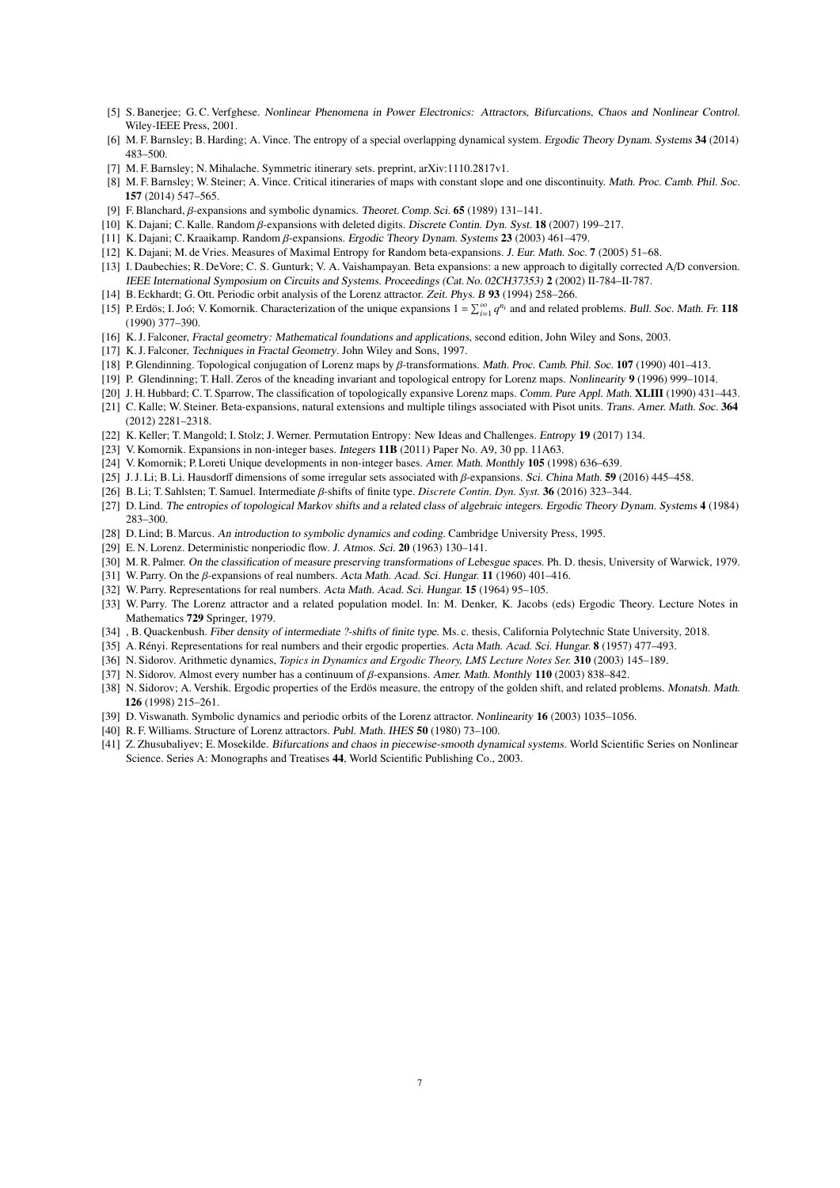[5] S. Banerjee; G. C. Verfghese. *Nonlinear Phenomena in Power Electronics: Attractors, Bifurcations, Chaos and Nonlinear Control*. Wiley-IEEE Press, 2001.

[6] M. F. Barnsley; B. Harding; A. Vince. The entropy of a special overlapping dynamical system. *Ergodic Theory Dynam. Systems* **34** (2014) 483–500.

[7] M. F. Barnsley; N. Mihalache. Symmetric itinerary sets. preprint, arXiv:1110.2817v1.

[8] M. F. Barnsley; W. Steiner; A. Vince. Critical itineraries of maps with constant slope and one discontinuity. *Math. Proc. Camb. Phil. Soc.* **157** (2014) 547–565.

[9] F. Blanchard, $\beta$-expansions and symbolic dynamics. *Theoret. Comp. Sci.* **65** (1989) 131–141.

[10] K. Dajani; C. Kalle. Random $\beta$-expansions with deleted digits. *Discrete Contin. Dyn. Syst.* **18** (2007) 199–217.

[11] K. Dajani; C. Kraaikamp. Random $\beta$-expansions. *Ergodic Theory Dynam. Systems* **23** (2003) 461–479.

[12] K. Dajani; M. de Vries. Measures of Maximal Entropy for Random beta-expansions. *J. Eur. Math. Soc.* **7** (2005) 51–68.

[13] I. Daubechies; R. DeVore; C. S. Gunturk; V. A. Vaishampayan. Beta expansions: a new approach to digitally corrected A/D conversion. *IEEE International Symposium on Circuits and Systems. Proceedings (Cat. No. 02CH37353)* **2** (2002) II-784–II-787.

[14] B. Eckhardt; G. Ott. Periodic orbit analysis of the Lorenz attractor. *Zeit. Phys. B* **93** (1994) 258–266.

[15] P. Erdös; I. Joó; V. Komornik. Characterization of the unique expansions $1 = \sum_{i=1}^{\infty} q^{n_i}$ and and related problems. *Bull. Soc. Math. Fr.* **118** (1990) 377–390.

[16] K. J. Falconer, *Fractal geometry: Mathematical foundations and applications*, second edition, John Wiley and Sons, 2003.

[17] K. J. Falconer, *Techniques in Fractal Geometry*. John Wiley and Sons, 1997.

[18] P. Glendinning. Topological conjugation of Lorenz maps by $\beta$-transformations. *Math. Proc. Camb. Phil. Soc.* **107** (1990) 401–413.

[19] P. Glendinning; T. Hall. Zeros of the kneading invariant and topological entropy for Lorenz maps. *Nonlinearity* **9** (1996) 999–1014.

[20] J. H. Hubbard; C. T. Sparrow, The classification of topologically expansive Lorenz maps. *Comm. Pure Appl. Math.* **XLIII** (1990) 431–443.

[21] C. Kalle; W. Steiner. Beta-expansions, natural extensions and multiple tilings associated with Pisot units. *Trans. Amer. Math. Soc.* **364** (2012) 2281–2318.

[22] K. Keller; T. Mangold; I. Stolz; J. Werner. Permutation Entropy: New Ideas and Challenges. *Entropy* **19** (2017) 134.

[23] V. Komornik. Expansions in non-integer bases. *Integers* **11B** (2011) Paper No. A9, 30 pp. 11A63.

[24] V. Komornik; P. Loreti Unique developments in non-integer bases. *Amer. Math. Monthly* **105** (1998) 636–639.

[25] J. J. Li; B. Li. Hausdorff dimensions of some irregular sets associated with $\beta$-expansions. *Sci. China Math.* **59** (2016) 445–458.

[26] B. Li; T. Sahlsten; T. Samuel. Intermediate $\beta$-shifts of finite type. *Discrete Contin. Dyn. Syst.* **36** (2016) 323–344.

[27] D. Lind. *The entropies of topological Markov shifts and a related class of algebraic integers. Ergodic Theory Dynam. Systems* **4** (1984) 283–300.

[28] D. Lind; B. Marcus. *An introduction to symbolic dynamics and coding*. Cambridge University Press, 1995.

[29] E. N. Lorenz. Deterministic nonperiodic flow. *J. Atmos. Sci.* **20** (1963) 130–141.

[30] M. R. Palmer. *On the classification of measure preserving transformations of Lebesgue spaces*. Ph. D. thesis, University of Warwick, 1979.

[31] W. Parry. On the $\beta$-expansions of real numbers. *Acta Math. Acad. Sci. Hungar.* **11** (1960) 401–416.

[32] W. Parry. Representations for real numbers. *Acta Math. Acad. Sci. Hungar.* **15** (1964) 95–105.

[33] W. Parry. The Lorenz attractor and a related population model. In: M. Denker, K. Jacobs (eds) Ergodic Theory. Lecture Notes in Mathematics **729** Springer, 1979.

[34] , B. Quackenbush. *Fiber density of intermediate ?-shifts of finite type*. Ms. c. thesis, California Polytechnic State University, 2018.

[35] A. Rényi. Representations for real numbers and their ergodic properties. *Acta Math. Acad. Sci. Hungar.* **8** (1957) 477–493.

[36] N. Sidorov. Arithmetic dynamics, *Topics in Dynamics and Ergodic Theory, LMS Lecture Notes Ser.* **310** (2003) 145–189.

[37] N. Sidorov. Almost every number has a continuum of $\beta$-expansions. *Amer. Math. Monthly* **110** (2003) 838–842.

[38] N. Sidorov; A. Vershik. Ergodic properties of the Erdös measure, the entropy of the golden shift, and related problems. *Monatsh. Math.* **126** (1998) 215–261.

[39] D. Viswanath. Symbolic dynamics and periodic orbits of the Lorenz attractor. *Nonlinearity* **16** (2003) 1035–1056.

[40] R. F. Williams. Structure of Lorenz attractors. *Publ. Math. IHES* **50** (1980) 73–100.

[41] Z. Zhusubaliyev; E. Mosekilde. *Bifurcations and chaos in piecewise-smooth dynamical systems*. World Scientific Series on Nonlinear Science. Series A: Monographs and Treatises **44**, World Scientific Publishing Co., 2003.